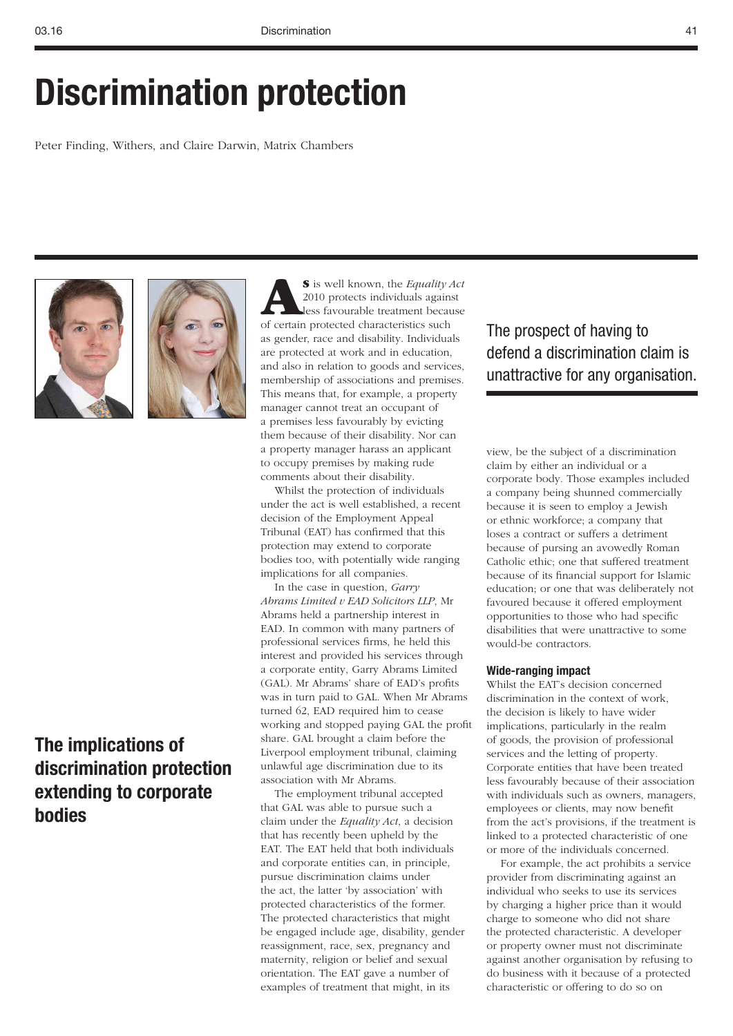# Discrimination protection

Peter Finding, Withers, and Claire Darwin, Matrix Chambers

## The implications of discrimination protection extending to corporate bodies

As is well known, the *Equality Act* 2010 protects individuals against less favourable treatment because of certain protected characteristics such as gender, race and disability. Individuals are protected at work and in education, and also in relation to goods and services, membership of associations and premises. This means that, for example, a property manager cannot treat an occupant of a premises less favourably by evicting them because of their disability. Nor can a property manager harass an applicant to occupy premises by making rude comments about their disability.

Whilst the protection of individuals under the act is well established, a recent decision of the Employment Appeal Tribunal (EAT) has confirmed that this protection may extend to corporate bodies too, with potentially wide ranging implications for all companies.

In the case in question, *Garry Abrams Limited v EAD Solicitors LLP*, Mr Abrams held a partnership interest in EAD. In common with many partners of professional services firms, he held this interest and provided his services through a corporate entity, Garry Abrams Limited (GAL). Mr Abrams' share of EAD's profits was in turn paid to GAL. When Mr Abrams turned 62, EAD required him to cease working and stopped paying GAL the profit share. GAL brought a claim before the Liverpool employment tribunal, claiming unlawful age discrimination due to its association with Mr Abrams.

The employment tribunal accepted that GAL was able to pursue such a claim under the *Equality Act*, a decision that has recently been upheld by the EAT. The EAT held that both individuals and corporate entities can, in principle, pursue discrimination claims under the act, the latter 'by association' with protected characteristics of the former. The protected characteristics that might be engaged include age, disability, gender reassignment, race, sex, pregnancy and maternity, religion or belief and sexual orientation. The EAT gave a number of examples of treatment that might, in its view, be the subject of a discrimination claim by either an individual or a corporate body. Those examples included a company being shunned commercially because it is seen to employ a Jewish or ethnic workforce; a company that loses a contract or suffers a detriment because of pursuing an avowedly Roman Catholic ethic; one that suffered treatment because of its financial support for Islamic education; or one that was deliberately not favoured because it offered employment opportunities to those who had specific disabilities that were unattractive to some would-be contractors.

> The prospect of having to defend a discrimination claim is unattractive for any organisation.

### Wide-ranging impact

Whilst the EAT's decision concerned discrimination in the context of work, the decision is likely to have wider implications, particularly in the realm of goods, the provision of professional services and the letting of property. Corporate entities that have been treated less favourably because of their association with individuals such as owners, managers, employees or clients, may now benefit from the act's provisions, if the treatment is linked to a protected characteristic of one or more of the individuals concerned.

For example, the act prohibits a service provider from discriminating against an individual who seeks to use its services by charging a higher price than it would charge to someone who did not share the protected characteristic. A developer or property owner must not discriminate against another organisation by refusing to do business with it because of a protected characteristic or offering to do so on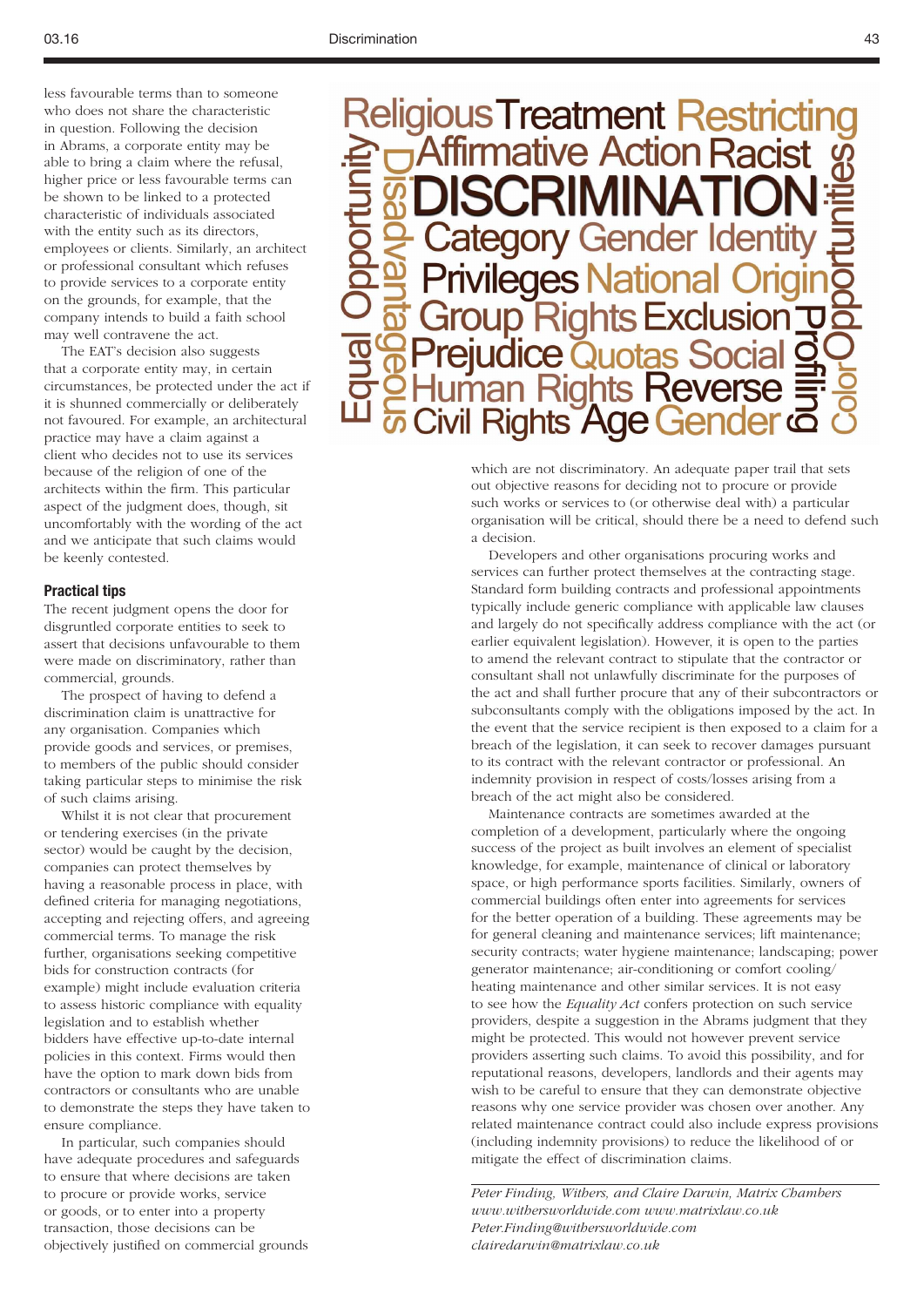less favourable terms than to someone who does not share the characteristic in question. Following the decision in Abrams, a corporate entity may be able to bring a claim where the refusal, higher price or less favourable terms can be shown to be linked to a protected characteristic of individuals associated with the entity such as its directors, employees or clients. Similarly, an architect or professional consultant which refuses to provide services to a corporate entity on the grounds, for example, that the company intends to build a faith school may well contravene the act.

The EAT's decision also suggests that a corporate entity may, in certain circumstances, be protected under the act if it is shunned commercially or deliberately not favoured. For example, an architectural practice may have a claim against a client who decides not to use its services because of the religion of one of the architects within the firm. This particular aspect of the judgment does, though, sit uncomfortably with the wording of the act and we anticipate that such claims would be keenly contested.

### Practical tips

The recent judgment opens the door for disgruntled corporate entities to seek to assert that decisions unfavourable to them were made on discriminatory, rather than commercial, grounds.

The prospect of having to defend a discrimination claim is unattractive for any organisation. Companies which provide goods and services, or premises, to members of the public should consider taking particular steps to minimise the risk of such claims arising.

Whilst it is not clear that procurement or tendering exercises (in the private sector) would be caught by the decision, companies can protect themselves by having a reasonable process in place, with defined criteria for managing negotiations, accepting and rejecting offers, and agreeing commercial terms. To manage the risk further, organisations seeking competitive bids for construction contracts (for example) might include evaluation criteria to assess historic compliance with equality legislation and to establish whether bidders have effective up-to-date internal policies in this context. Firms would then have the option to mark down bids from contractors or consultants who are unable to demonstrate the steps they have taken to ensure compliance.

In particular, such companies should have adequate procedures and safeguards to ensure that where decisions are taken to procure or provide works, service or goods, or to enter into a property transaction, those decisions can be objectively justified on commercial grounds which are not discriminatory. An adequate paper trail that sets out objective reasons for deciding not to procure or provide such works or services to (or otherwise deal with) a particular organisation will be critical, should there be a need to defend such a decision.

Developers and other organisations procuring works and services can further protect themselves at the contracting stage. Standard form building contracts and professional appointments typically include generic compliance with applicable law clauses and largely do not specifically address compliance with the act (or earlier equivalent legislation). However, it is open to the parties to amend the relevant contract to stipulate that the contractor or consultant shall not unlawfully discriminate for the purposes of the act and shall further procure that any of their subcontractors or subconsultants comply with the obligations imposed by the act. In the event that the service recipient is then exposed to a claim for a breach of the legislation, it can seek to recover damages pursuant to its contract with the relevant contractor or professional. An indemnity provision in respect of costs/losses arising from a breach of the act might also be considered.

Maintenance contracts are sometimes awarded at the completion of a development, particularly where the ongoing success of the project as built involves an element of specialist knowledge, for example, maintenance of clinical or laboratory space, or high performance sports facilities. Similarly, owners of commercial buildings often enter into agreements for services for the better operation of a building. These agreements may be for general cleaning and maintenance services; lift maintenance; security contracts; water hygiene maintenance; landscaping; power generator maintenance; air-conditioning or comfort cooling/heating maintenance and other similar services. It is not easy to see how the *Equality Act* confers protection on such service providers, despite a suggestion in the Abrams judgment that they might be protected. This would not however prevent service providers asserting such claims. To avoid this possibility, and for reputational reasons, developers, landlords and their agents may wish to be careful to ensure that they can demonstrate objective reasons why one service provider was chosen over another. Any related maintenance contract could also include express provisions (including indemnity provisions) to reduce the likelihood of or mitigate the effect of discrimination claims.

*Peter Finding, Withers, and Claire Darwin, Matrix Chambers*
*www.withersworldwide.com www.matrixlaw.co.uk*
*Peter.Finding@withersworldwide.com*
*clairedarwin@matrixlaw.co.uk*